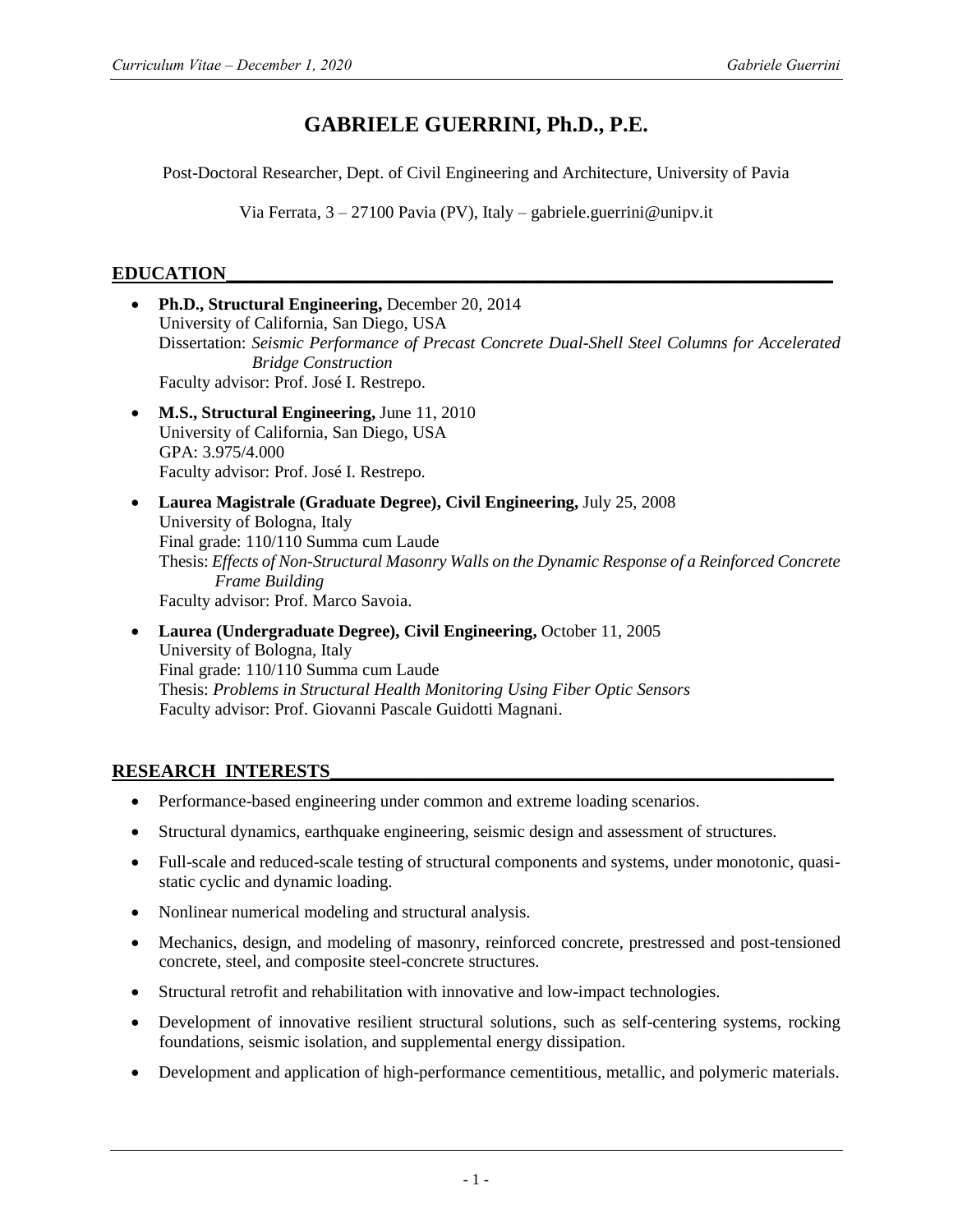# GABRIELE GUERRINI, Ph.D., P.E.

Post-Doctoral Researcher, Dept. of Civil Engineering and Architecture, University of Pavia

Via Ferrata, 3 – 27100 Pavia (PV), Italy – gabriele.guerrini@unipv.it

## EDUCATION

- **Ph.D., Structural Engineering,** December 20, 2014
  University of California, San Diego, USA
  Dissertation: *Seismic Performance of Precast Concrete Dual-Shell Steel Columns for Accelerated Bridge Construction*
  Faculty advisor: Prof. José I. Restrepo.

- **M.S., Structural Engineering,** June 11, 2010
  University of California, San Diego, USA
  GPA: 3.975/4.000
  Faculty advisor: Prof. José I. Restrepo.

- **Laurea Magistrale (Graduate Degree), Civil Engineering,** July 25, 2008
  University of Bologna, Italy
  Final grade: 110/110 Summa cum Laude
  Thesis: *Effects of Non-Structural Masonry Walls on the Dynamic Response of a Reinforced Concrete Frame Building*
  Faculty advisor: Prof. Marco Savoia.

- **Laurea (Undergraduate Degree), Civil Engineering,** October 11, 2005
  University of Bologna, Italy
  Final grade: 110/110 Summa cum Laude
  Thesis: *Problems in Structural Health Monitoring Using Fiber Optic Sensors*
  Faculty advisor: Prof. Giovanni Pascale Guidotti Magnani.

## RESEARCH INTERESTS

- Performance-based engineering under common and extreme loading scenarios.
- Structural dynamics, earthquake engineering, seismic design and assessment of structures.
- Full-scale and reduced-scale testing of structural components and systems, under monotonic, quasi-static cyclic and dynamic loading.
- Nonlinear numerical modeling and structural analysis.
- Mechanics, design, and modeling of masonry, reinforced concrete, prestressed and post-tensioned concrete, steel, and composite steel-concrete structures.
- Structural retrofit and rehabilitation with innovative and low-impact technologies.
- Development of innovative resilient structural solutions, such as self-centering systems, rocking foundations, seismic isolation, and supplemental energy dissipation.
- Development and application of high-performance cementitious, metallic, and polymeric materials.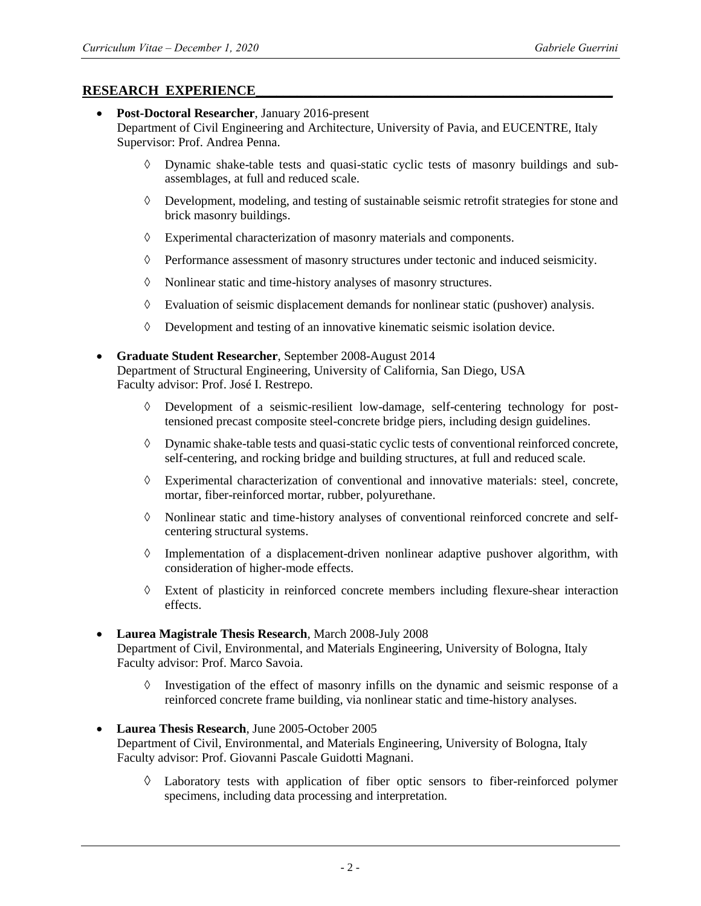## RESEARCH EXPERIENCE

- **Post-Doctoral Researcher**, January 2016-present
  Department of Civil Engineering and Architecture, University of Pavia, and EUCENTRE, Italy
  Supervisor: Prof. Andrea Penna.
  - ◊ Dynamic shake-table tests and quasi-static cyclic tests of masonry buildings and sub-assemblages, at full and reduced scale.
  - ◊ Development, modeling, and testing of sustainable seismic retrofit strategies for stone and brick masonry buildings.
  - ◊ Experimental characterization of masonry materials and components.
  - ◊ Performance assessment of masonry structures under tectonic and induced seismicity.
  - ◊ Nonlinear static and time-history analyses of masonry structures.
  - ◊ Evaluation of seismic displacement demands for nonlinear static (pushover) analysis.
  - ◊ Development and testing of an innovative kinematic seismic isolation device.

- **Graduate Student Researcher**, September 2008-August 2014
  Department of Structural Engineering, University of California, San Diego, USA
  Faculty advisor: Prof. José I. Restrepo.
  - ◊ Development of a seismic-resilient low-damage, self-centering technology for post-tensioned precast composite steel-concrete bridge piers, including design guidelines.
  - ◊ Dynamic shake-table tests and quasi-static cyclic tests of conventional reinforced concrete, self-centering, and rocking bridge and building structures, at full and reduced scale.
  - ◊ Experimental characterization of conventional and innovative materials: steel, concrete, mortar, fiber-reinforced mortar, rubber, polyurethane.
  - ◊ Nonlinear static and time-history analyses of conventional reinforced concrete and self-centering structural systems.
  - ◊ Implementation of a displacement-driven nonlinear adaptive pushover algorithm, with consideration of higher-mode effects.
  - ◊ Extent of plasticity in reinforced concrete members including flexure-shear interaction effects.

- **Laurea Magistrale Thesis Research**, March 2008-July 2008
  Department of Civil, Environmental, and Materials Engineering, University of Bologna, Italy
  Faculty advisor: Prof. Marco Savoia.
  - ◊ Investigation of the effect of masonry infills on the dynamic and seismic response of a reinforced concrete frame building, via nonlinear static and time-history analyses.

- **Laurea Thesis Research**, June 2005-October 2005
  Department of Civil, Environmental, and Materials Engineering, University of Bologna, Italy
  Faculty advisor: Prof. Giovanni Pascale Guidotti Magnani.
  - ◊ Laboratory tests with application of fiber optic sensors to fiber-reinforced polymer specimens, including data processing and interpretation.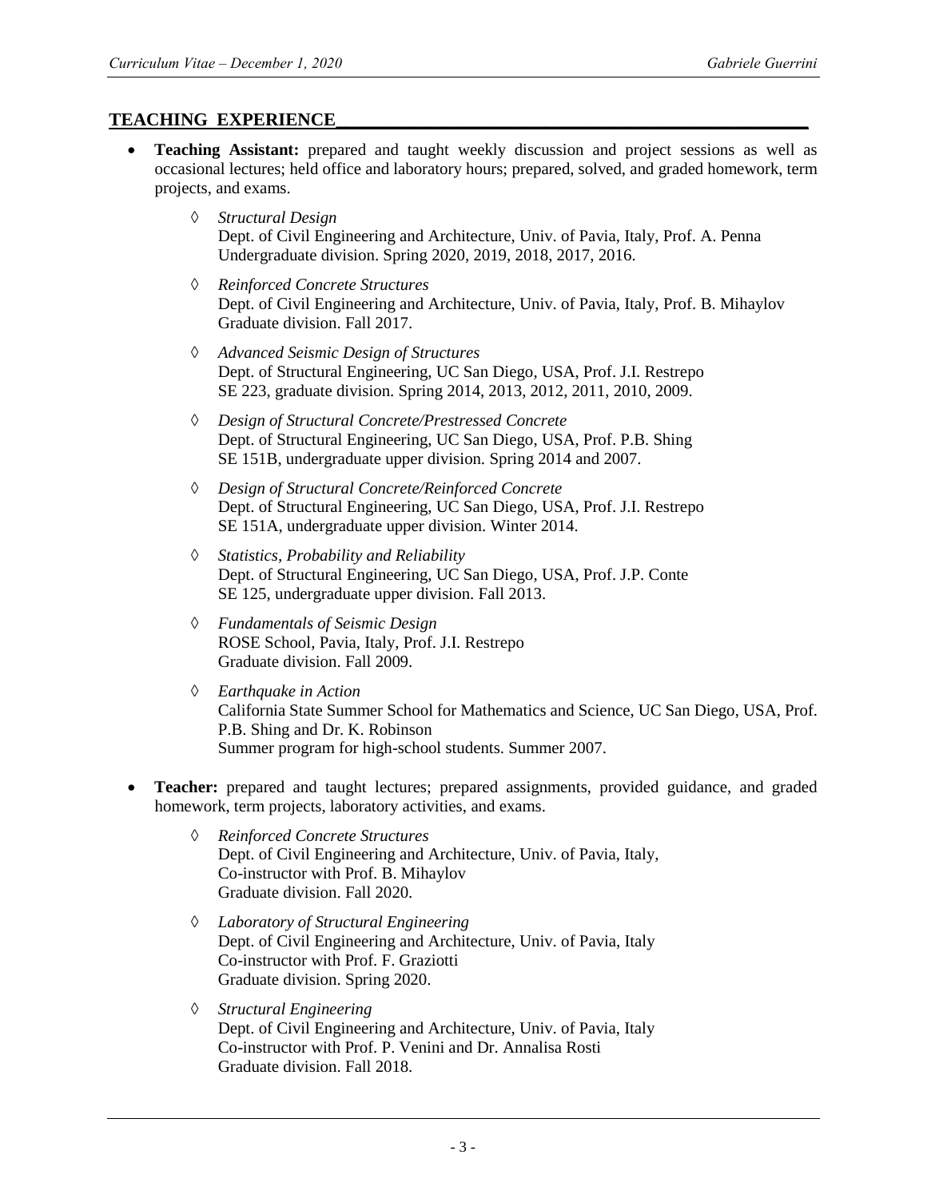## TEACHING EXPERIENCE

- **Teaching Assistant:** prepared and taught weekly discussion and project sessions as well as occasional lectures; held office and laboratory hours; prepared, solved, and graded homework, term projects, and exams.

  - ◊ *Structural Design*
    Dept. of Civil Engineering and Architecture, Univ. of Pavia, Italy, Prof. A. Penna
    Undergraduate division. Spring 2020, 2019, 2018, 2017, 2016.

  - ◊ *Reinforced Concrete Structures*
    Dept. of Civil Engineering and Architecture, Univ. of Pavia, Italy, Prof. B. Mihaylov
    Graduate division. Fall 2017.

  - ◊ *Advanced Seismic Design of Structures*
    Dept. of Structural Engineering, UC San Diego, USA, Prof. J.I. Restrepo
    SE 223, graduate division. Spring 2014, 2013, 2012, 2011, 2010, 2009.

  - ◊ *Design of Structural Concrete/Prestressed Concrete*
    Dept. of Structural Engineering, UC San Diego, USA, Prof. P.B. Shing
    SE 151B, undergraduate upper division. Spring 2014 and 2007.

  - ◊ *Design of Structural Concrete/Reinforced Concrete*
    Dept. of Structural Engineering, UC San Diego, USA, Prof. J.I. Restrepo
    SE 151A, undergraduate upper division. Winter 2014.

  - ◊ *Statistics, Probability and Reliability*
    Dept. of Structural Engineering, UC San Diego, USA, Prof. J.P. Conte
    SE 125, undergraduate upper division. Fall 2013.

  - ◊ *Fundamentals of Seismic Design*
    ROSE School, Pavia, Italy, Prof. J.I. Restrepo
    Graduate division. Fall 2009.

  - ◊ *Earthquake in Action*
    California State Summer School for Mathematics and Science, UC San Diego, USA, Prof. P.B. Shing and Dr. K. Robinson
    Summer program for high-school students. Summer 2007.

- **Teacher:** prepared and taught lectures; prepared assignments, provided guidance, and graded homework, term projects, laboratory activities, and exams.

  - ◊ *Reinforced Concrete Structures*
    Dept. of Civil Engineering and Architecture, Univ. of Pavia, Italy,
    Co-instructor with Prof. B. Mihaylov
    Graduate division. Fall 2020.

  - ◊ *Laboratory of Structural Engineering*
    Dept. of Civil Engineering and Architecture, Univ. of Pavia, Italy
    Co-instructor with Prof. F. Graziotti
    Graduate division. Spring 2020.

  - ◊ *Structural Engineering*
    Dept. of Civil Engineering and Architecture, Univ. of Pavia, Italy
    Co-instructor with Prof. P. Venini and Dr. Annalisa Rosti
    Graduate division. Fall 2018.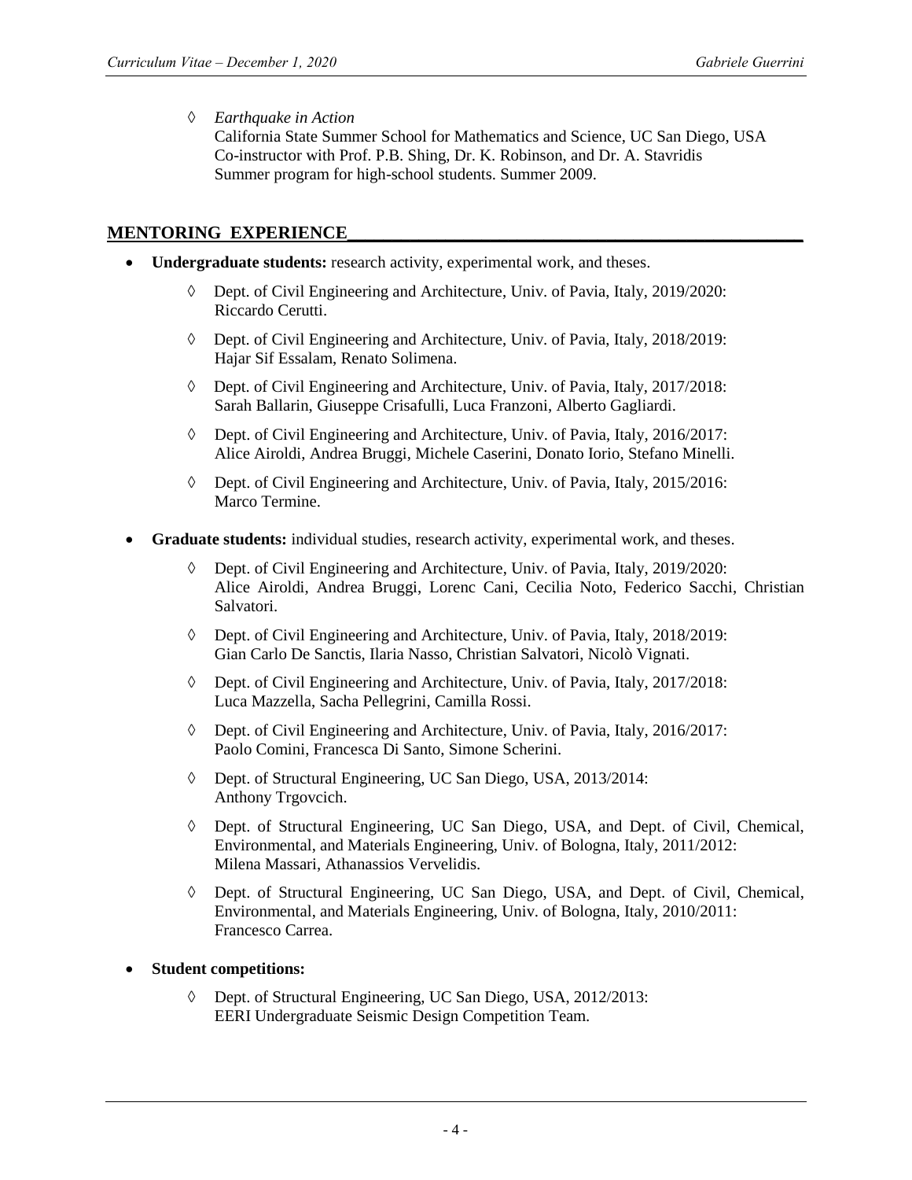- *Earthquake in Action*
  California State Summer School for Mathematics and Science, UC San Diego, USA
  Co-instructor with Prof. P.B. Shing, Dr. K. Robinson, and Dr. A. Stavridis
  Summer program for high-school students. Summer 2009.

## MENTORING EXPERIENCE

- **Undergraduate students:** research activity, experimental work, and theses.
  - Dept. of Civil Engineering and Architecture, Univ. of Pavia, Italy, 2019/2020:
    Riccardo Cerutti.
  - Dept. of Civil Engineering and Architecture, Univ. of Pavia, Italy, 2018/2019:
    Hajar Sif Essalam, Renato Solimena.
  - Dept. of Civil Engineering and Architecture, Univ. of Pavia, Italy, 2017/2018:
    Sarah Ballarin, Giuseppe Crisafulli, Luca Franzoni, Alberto Gagliardi.
  - Dept. of Civil Engineering and Architecture, Univ. of Pavia, Italy, 2016/2017:
    Alice Airoldi, Andrea Bruggi, Michele Caserini, Donato Iorio, Stefano Minelli.
  - Dept. of Civil Engineering and Architecture, Univ. of Pavia, Italy, 2015/2016:
    Marco Termine.
- **Graduate students:** individual studies, research activity, experimental work, and theses.
  - Dept. of Civil Engineering and Architecture, Univ. of Pavia, Italy, 2019/2020:
    Alice Airoldi, Andrea Bruggi, Lorenc Cani, Cecilia Noto, Federico Sacchi, Christian Salvatori.
  - Dept. of Civil Engineering and Architecture, Univ. of Pavia, Italy, 2018/2019:
    Gian Carlo De Sanctis, Ilaria Nasso, Christian Salvatori, Nicolò Vignati.
  - Dept. of Civil Engineering and Architecture, Univ. of Pavia, Italy, 2017/2018:
    Luca Mazzella, Sacha Pellegrini, Camilla Rossi.
  - Dept. of Civil Engineering and Architecture, Univ. of Pavia, Italy, 2016/2017:
    Paolo Comini, Francesca Di Santo, Simone Scherini.
  - Dept. of Structural Engineering, UC San Diego, USA, 2013/2014:
    Anthony Trgovcich.
  - Dept. of Structural Engineering, UC San Diego, USA, and Dept. of Civil, Chemical, Environmental, and Materials Engineering, Univ. of Bologna, Italy, 2011/2012:
    Milena Massari, Athanassios Vervelidis.
  - Dept. of Structural Engineering, UC San Diego, USA, and Dept. of Civil, Chemical, Environmental, and Materials Engineering, Univ. of Bologna, Italy, 2010/2011:
    Francesco Carrea.
- **Student competitions:**
  - Dept. of Structural Engineering, UC San Diego, USA, 2012/2013:
    EERI Undergraduate Seismic Design Competition Team.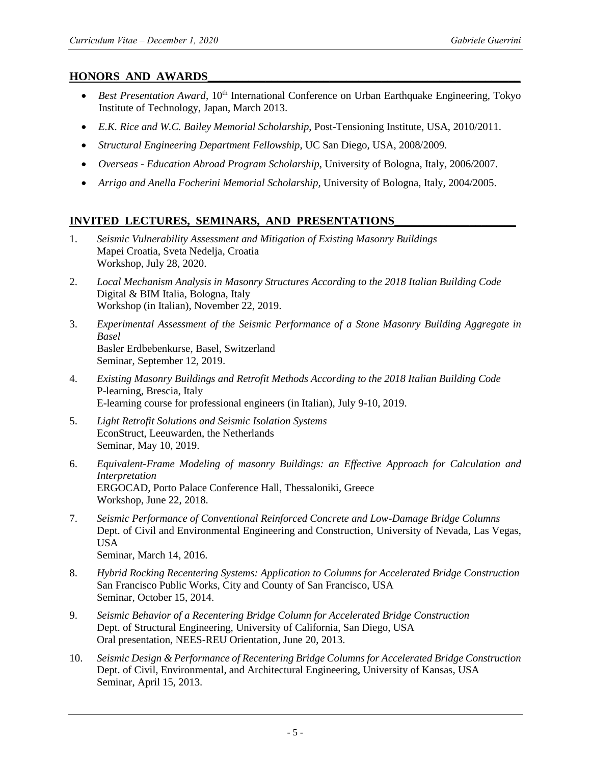## HONORS AND AWARDS

- *Best Presentation Award*, 10th International Conference on Urban Earthquake Engineering, Tokyo Institute of Technology, Japan, March 2013.
- *E.K. Rice and W.C. Bailey Memorial Scholarship*, Post-Tensioning Institute, USA, 2010/2011.
- *Structural Engineering Department Fellowship*, UC San Diego, USA, 2008/2009.
- *Overseas - Education Abroad Program Scholarship*, University of Bologna, Italy, 2006/2007.
- *Arrigo and Anella Focherini Memorial Scholarship*, University of Bologna, Italy, 2004/2005.

## INVITED LECTURES, SEMINARS, AND PRESENTATIONS

1. *Seismic Vulnerability Assessment and Mitigation of Existing Masonry Buildings*
   Mapei Croatia, Sveta Nedelja, Croatia
   Workshop, July 28, 2020.
2. *Local Mechanism Analysis in Masonry Structures According to the 2018 Italian Building Code*
   Digital & BIM Italia, Bologna, Italy
   Workshop (in Italian), November 22, 2019.
3. *Experimental Assessment of the Seismic Performance of a Stone Masonry Building Aggregate in Basel*
   Basler Erdbebenkurse, Basel, Switzerland
   Seminar, September 12, 2019.
4. *Existing Masonry Buildings and Retrofit Methods According to the 2018 Italian Building Code*
   P-learning, Brescia, Italy
   E-learning course for professional engineers (in Italian), July 9-10, 2019.
5. *Light Retrofit Solutions and Seismic Isolation Systems*
   EconStruct, Leeuwarden, the Netherlands
   Seminar, May 10, 2019.
6. *Equivalent-Frame Modeling of masonry Buildings: an Effective Approach for Calculation and Interpretation*
   ERGOCAD, Porto Palace Conference Hall, Thessaloniki, Greece
   Workshop, June 22, 2018.
7. *Seismic Performance of Conventional Reinforced Concrete and Low-Damage Bridge Columns*
   Dept. of Civil and Environmental Engineering and Construction, University of Nevada, Las Vegas, USA
   Seminar, March 14, 2016.
8. *Hybrid Rocking Recentering Systems: Application to Columns for Accelerated Bridge Construction*
   San Francisco Public Works, City and County of San Francisco, USA
   Seminar, October 15, 2014.
9. *Seismic Behavior of a Recentering Bridge Column for Accelerated Bridge Construction*
   Dept. of Structural Engineering, University of California, San Diego, USA
   Oral presentation, NEES-REU Orientation, June 20, 2013.
10. *Seismic Design & Performance of Recentering Bridge Columns for Accelerated Bridge Construction*
    Dept. of Civil, Environmental, and Architectural Engineering, University of Kansas, USA
    Seminar, April 15, 2013.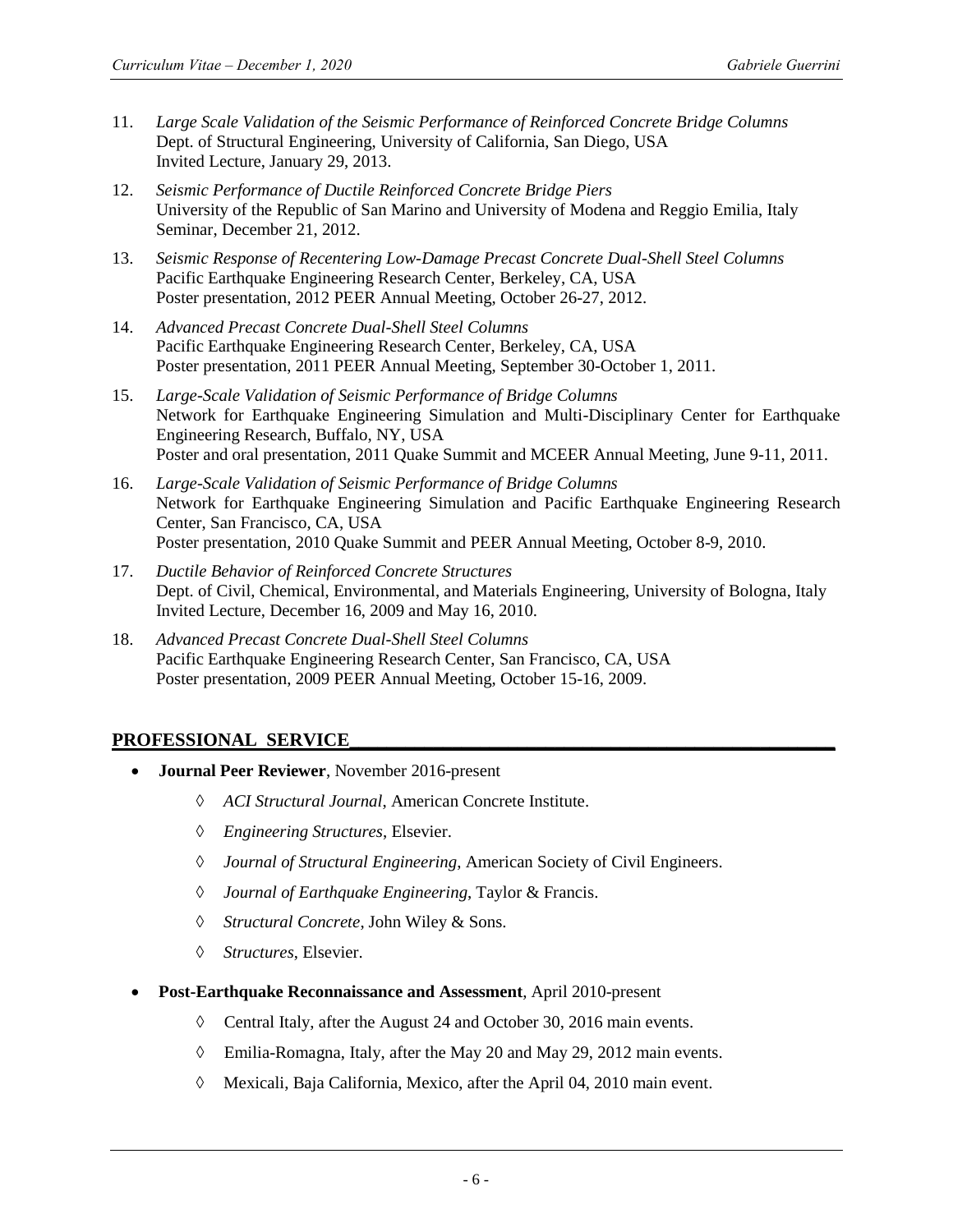11. *Large Scale Validation of the Seismic Performance of Reinforced Concrete Bridge Columns*
    Dept. of Structural Engineering, University of California, San Diego, USA
    Invited Lecture, January 29, 2013.

12. *Seismic Performance of Ductile Reinforced Concrete Bridge Piers*
    University of the Republic of San Marino and University of Modena and Reggio Emilia, Italy
    Seminar, December 21, 2012.

13. *Seismic Response of Recentering Low-Damage Precast Concrete Dual-Shell Steel Columns*
    Pacific Earthquake Engineering Research Center, Berkeley, CA, USA
    Poster presentation, 2012 PEER Annual Meeting, October 26-27, 2012.

14. *Advanced Precast Concrete Dual-Shell Steel Columns*
    Pacific Earthquake Engineering Research Center, Berkeley, CA, USA
    Poster presentation, 2011 PEER Annual Meeting, September 30-October 1, 2011.

15. *Large-Scale Validation of Seismic Performance of Bridge Columns*
    Network for Earthquake Engineering Simulation and Multi-Disciplinary Center for Earthquake Engineering Research, Buffalo, NY, USA
    Poster and oral presentation, 2011 Quake Summit and MCEER Annual Meeting, June 9-11, 2011.

16. *Large-Scale Validation of Seismic Performance of Bridge Columns*
    Network for Earthquake Engineering Simulation and Pacific Earthquake Engineering Research Center, San Francisco, CA, USA
    Poster presentation, 2010 Quake Summit and PEER Annual Meeting, October 8-9, 2010.

17. *Ductile Behavior of Reinforced Concrete Structures*
    Dept. of Civil, Chemical, Environmental, and Materials Engineering, University of Bologna, Italy
    Invited Lecture, December 16, 2009 and May 16, 2010.

18. *Advanced Precast Concrete Dual-Shell Steel Columns*
    Pacific Earthquake Engineering Research Center, San Francisco, CA, USA
    Poster presentation, 2009 PEER Annual Meeting, October 15-16, 2009.

## PROFESSIONAL SERVICE

- **Journal Peer Reviewer**, November 2016-present
  - ◊ *ACI Structural Journal*, American Concrete Institute.
  - ◊ *Engineering Structures*, Elsevier.
  - ◊ *Journal of Structural Engineering*, American Society of Civil Engineers.
  - ◊ *Journal of Earthquake Engineering*, Taylor & Francis.
  - ◊ *Structural Concrete*, John Wiley & Sons.
  - ◊ *Structures*, Elsevier.

- **Post-Earthquake Reconnaissance and Assessment**, April 2010-present
  - ◊ Central Italy, after the August 24 and October 30, 2016 main events.
  - ◊ Emilia-Romagna, Italy, after the May 20 and May 29, 2012 main events.
  - ◊ Mexicali, Baja California, Mexico, after the April 04, 2010 main event.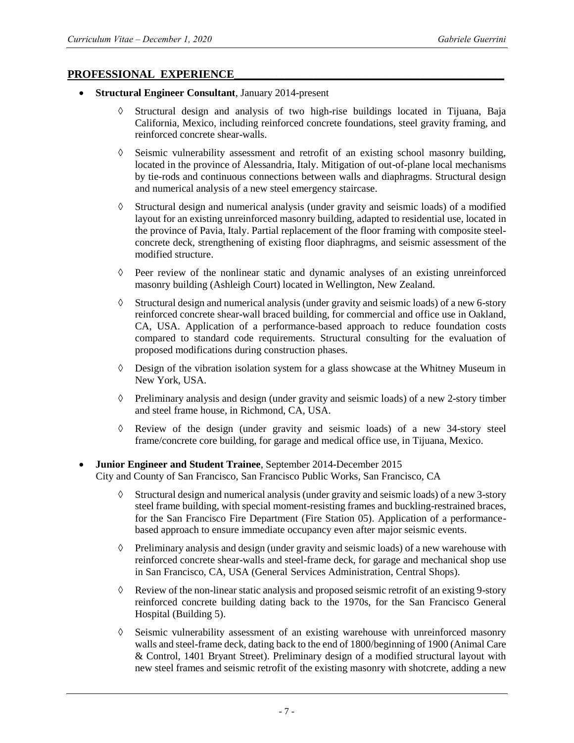## PROFESSIONAL EXPERIENCE

- **Structural Engineer Consultant**, January 2014-present
    - ◊ Structural design and analysis of two high-rise buildings located in Tijuana, Baja California, Mexico, including reinforced concrete foundations, steel gravity framing, and reinforced concrete shear-walls.
    - ◊ Seismic vulnerability assessment and retrofit of an existing school masonry building, located in the province of Alessandria, Italy. Mitigation of out-of-plane local mechanisms by tie-rods and continuous connections between walls and diaphragms. Structural design and numerical analysis of a new steel emergency staircase.
    - ◊ Structural design and numerical analysis (under gravity and seismic loads) of a modified layout for an existing unreinforced masonry building, adapted to residential use, located in the province of Pavia, Italy. Partial replacement of the floor framing with composite steel-concrete deck, strengthening of existing floor diaphragms, and seismic assessment of the modified structure.
    - ◊ Peer review of the nonlinear static and dynamic analyses of an existing unreinforced masonry building (Ashleigh Court) located in Wellington, New Zealand.
    - ◊ Structural design and numerical analysis (under gravity and seismic loads) of a new 6-story reinforced concrete shear-wall braced building, for commercial and office use in Oakland, CA, USA. Application of a performance-based approach to reduce foundation costs compared to standard code requirements. Structural consulting for the evaluation of proposed modifications during construction phases.
    - ◊ Design of the vibration isolation system for a glass showcase at the Whitney Museum in New York, USA.
    - ◊ Preliminary analysis and design (under gravity and seismic loads) of a new 2-story timber and steel frame house, in Richmond, CA, USA.
    - ◊ Review of the design (under gravity and seismic loads) of a new 34-story steel frame/concrete core building, for garage and medical office use, in Tijuana, Mexico.

- **Junior Engineer and Student Trainee**, September 2014-December 2015
  City and County of San Francisco, San Francisco Public Works, San Francisco, CA
    - ◊ Structural design and numerical analysis (under gravity and seismic loads) of a new 3-story steel frame building, with special moment-resisting frames and buckling-restrained braces, for the San Francisco Fire Department (Fire Station 05). Application of a performance-based approach to ensure immediate occupancy even after major seismic events.
    - ◊ Preliminary analysis and design (under gravity and seismic loads) of a new warehouse with reinforced concrete shear-walls and steel-frame deck, for garage and mechanical shop use in San Francisco, CA, USA (General Services Administration, Central Shops).
    - ◊ Review of the non-linear static analysis and proposed seismic retrofit of an existing 9-story reinforced concrete building dating back to the 1970s, for the San Francisco General Hospital (Building 5).
    - ◊ Seismic vulnerability assessment of an existing warehouse with unreinforced masonry walls and steel-frame deck, dating back to the end of 1800/beginning of 1900 (Animal Care & Control, 1401 Bryant Street). Preliminary design of a modified structural layout with new steel frames and seismic retrofit of the existing masonry with shotcrete, adding a new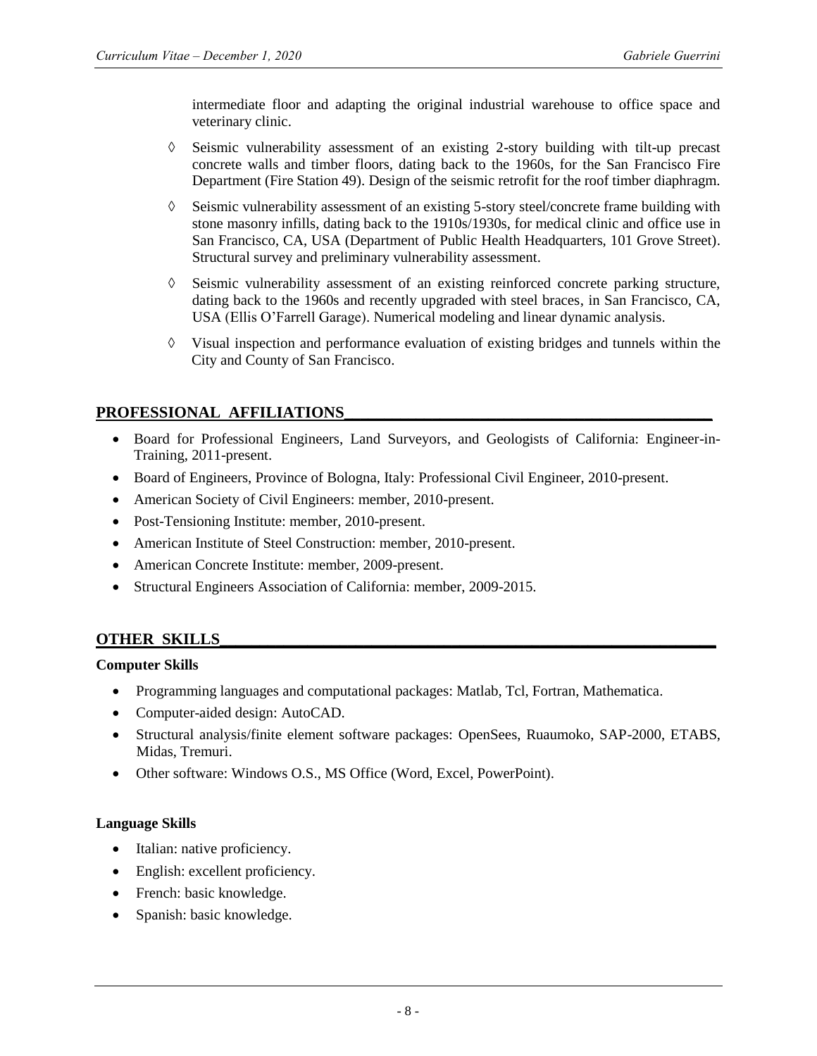intermediate floor and adapting the original industrial warehouse to office space and veterinary clinic.

- ◊ Seismic vulnerability assessment of an existing 2-story building with tilt-up precast concrete walls and timber floors, dating back to the 1960s, for the San Francisco Fire Department (Fire Station 49). Design of the seismic retrofit for the roof timber diaphragm.
- ◊ Seismic vulnerability assessment of an existing 5-story steel/concrete frame building with stone masonry infills, dating back to the 1910s/1930s, for medical clinic and office use in San Francisco, CA, USA (Department of Public Health Headquarters, 101 Grove Street). Structural survey and preliminary vulnerability assessment.
- ◊ Seismic vulnerability assessment of an existing reinforced concrete parking structure, dating back to the 1960s and recently upgraded with steel braces, in San Francisco, CA, USA (Ellis O'Farrell Garage). Numerical modeling and linear dynamic analysis.
- ◊ Visual inspection and performance evaluation of existing bridges and tunnels within the City and County of San Francisco.

## PROFESSIONAL AFFILIATIONS

- Board for Professional Engineers, Land Surveyors, and Geologists of California: Engineer-in-Training, 2011-present.
- Board of Engineers, Province of Bologna, Italy: Professional Civil Engineer, 2010-present.
- American Society of Civil Engineers: member, 2010-present.
- Post-Tensioning Institute: member, 2010-present.
- American Institute of Steel Construction: member, 2010-present.
- American Concrete Institute: member, 2009-present.
- Structural Engineers Association of California: member, 2009-2015.

## OTHER SKILLS

**Computer Skills**

- Programming languages and computational packages: Matlab, Tcl, Fortran, Mathematica.
- Computer-aided design: AutoCAD.
- Structural analysis/finite element software packages: OpenSees, Ruaumoko, SAP-2000, ETABS, Midas, Tremuri.
- Other software: Windows O.S., MS Office (Word, Excel, PowerPoint).

**Language Skills**

- Italian: native proficiency.
- English: excellent proficiency.
- French: basic knowledge.
- Spanish: basic knowledge.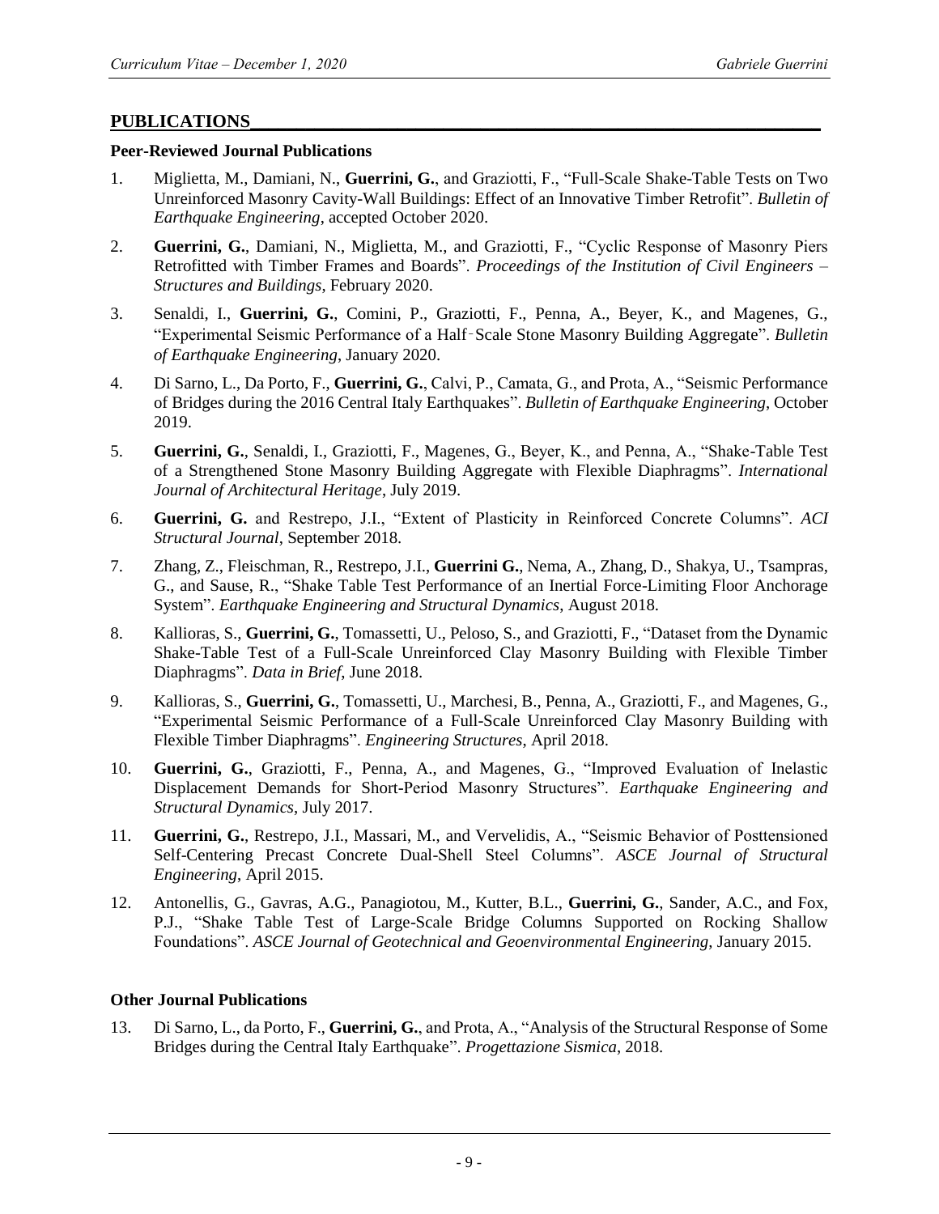## PUBLICATIONS

### Peer-Reviewed Journal Publications

1. Miglietta, M., Damiani, N., **Guerrini, G.**, and Graziotti, F., "Full-Scale Shake-Table Tests on Two Unreinforced Masonry Cavity-Wall Buildings: Effect of an Innovative Timber Retrofit". *Bulletin of Earthquake Engineering*, accepted October 2020.

2. **Guerrini, G.**, Damiani, N., Miglietta, M., and Graziotti, F., "Cyclic Response of Masonry Piers Retrofitted with Timber Frames and Boards". *Proceedings of the Institution of Civil Engineers – Structures and Buildings*, February 2020.

3. Senaldi, I., **Guerrini, G.**, Comini, P., Graziotti, F., Penna, A., Beyer, K., and Magenes, G., "Experimental Seismic Performance of a Half‐Scale Stone Masonry Building Aggregate". *Bulletin of Earthquake Engineering*, January 2020.

4. Di Sarno, L., Da Porto, F., **Guerrini, G.**, Calvi, P., Camata, G., and Prota, A., "Seismic Performance of Bridges during the 2016 Central Italy Earthquakes". *Bulletin of Earthquake Engineering*, October 2019.

5. **Guerrini, G.**, Senaldi, I., Graziotti, F., Magenes, G., Beyer, K., and Penna, A., "Shake-Table Test of a Strengthened Stone Masonry Building Aggregate with Flexible Diaphragms". *International Journal of Architectural Heritage*, July 2019.

6. **Guerrini, G.** and Restrepo, J.I., "Extent of Plasticity in Reinforced Concrete Columns". *ACI Structural Journal*, September 2018.

7. Zhang, Z., Fleischman, R., Restrepo, J.I., **Guerrini G.**, Nema, A., Zhang, D., Shakya, U., Tsampras, G., and Sause, R., "Shake Table Test Performance of an Inertial Force-Limiting Floor Anchorage System". *Earthquake Engineering and Structural Dynamics*, August 2018.

8. Kallioras, S., **Guerrini, G.**, Tomassetti, U., Peloso, S., and Graziotti, F., "Dataset from the Dynamic Shake-Table Test of a Full-Scale Unreinforced Clay Masonry Building with Flexible Timber Diaphragms". *Data in Brief*, June 2018.

9. Kallioras, S., **Guerrini, G.**, Tomassetti, U., Marchesi, B., Penna, A., Graziotti, F., and Magenes, G., "Experimental Seismic Performance of a Full-Scale Unreinforced Clay Masonry Building with Flexible Timber Diaphragms". *Engineering Structures*, April 2018.

10. **Guerrini, G.**, Graziotti, F., Penna, A., and Magenes, G., "Improved Evaluation of Inelastic Displacement Demands for Short-Period Masonry Structures". *Earthquake Engineering and Structural Dynamics*, July 2017.

11. **Guerrini, G.**, Restrepo, J.I., Massari, M., and Vervelidis, A., "Seismic Behavior of Posttensioned Self-Centering Precast Concrete Dual-Shell Steel Columns". *ASCE Journal of Structural Engineering*, April 2015.

12. Antonellis, G., Gavras, A.G., Panagiotou, M., Kutter, B.L., **Guerrini, G.**, Sander, A.C., and Fox, P.J., "Shake Table Test of Large-Scale Bridge Columns Supported on Rocking Shallow Foundations". *ASCE Journal of Geotechnical and Geoenvironmental Engineering*, January 2015.

### Other Journal Publications

13. Di Sarno, L., da Porto, F., **Guerrini, G.**, and Prota, A., "Analysis of the Structural Response of Some Bridges during the Central Italy Earthquake". *Progettazione Sismica*, 2018.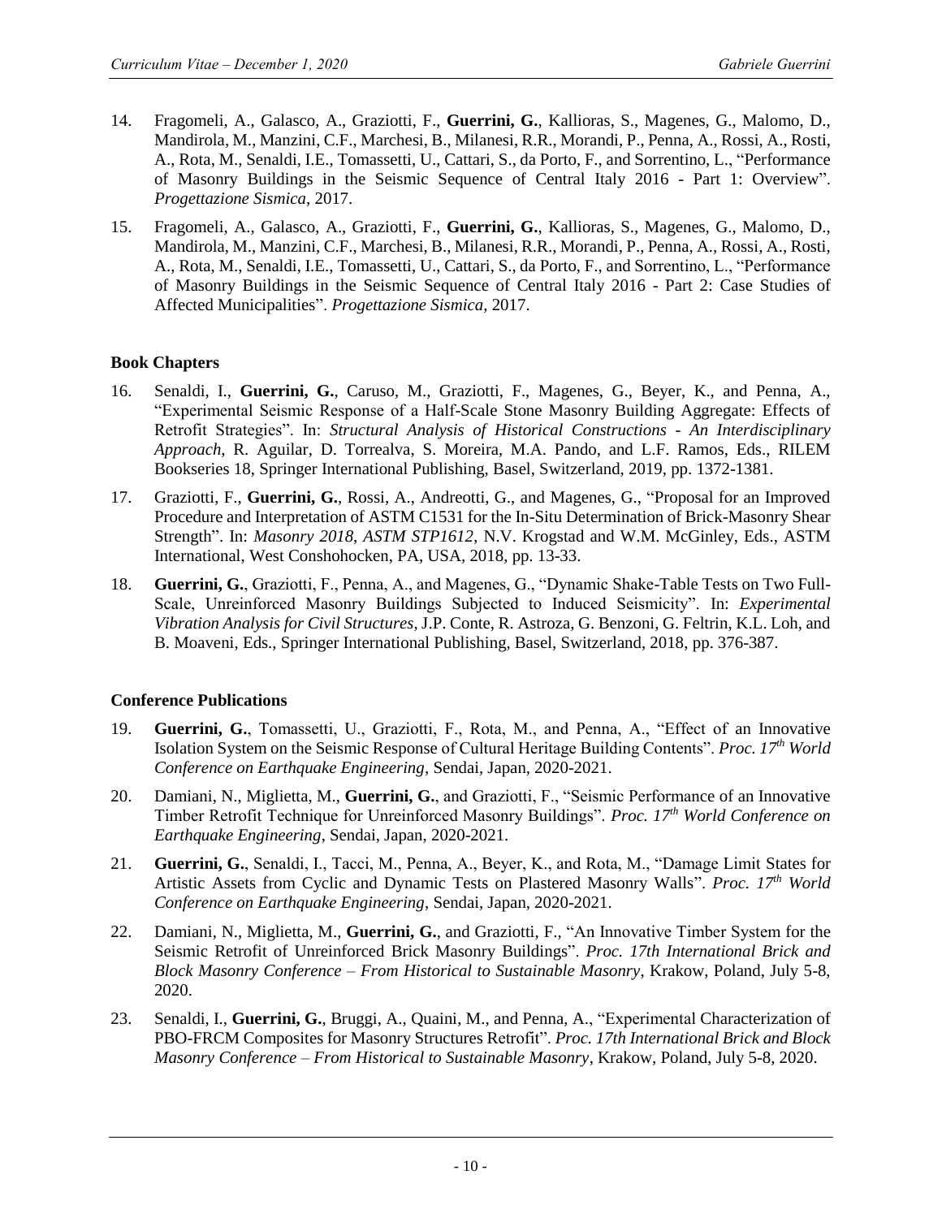14. Fragomeli, A., Galasco, A., Graziotti, F., **Guerrini, G.**, Kallioras, S., Magenes, G., Malomo, D., Mandirola, M., Manzini, C.F., Marchesi, B., Milanesi, R.R., Morandi, P., Penna, A., Rossi, A., Rosti, A., Rota, M., Senaldi, I.E., Tomassetti, U., Cattari, S., da Porto, F., and Sorrentino, L., "Performance of Masonry Buildings in the Seismic Sequence of Central Italy 2016 - Part 1: Overview". *Progettazione Sismica*, 2017.

15. Fragomeli, A., Galasco, A., Graziotti, F., **Guerrini, G.**, Kallioras, S., Magenes, G., Malomo, D., Mandirola, M., Manzini, C.F., Marchesi, B., Milanesi, R.R., Morandi, P., Penna, A., Rossi, A., Rosti, A., Rota, M., Senaldi, I.E., Tomassetti, U., Cattari, S., da Porto, F., and Sorrentino, L., "Performance of Masonry Buildings in the Seismic Sequence of Central Italy 2016 - Part 2: Case Studies of Affected Municipalities". *Progettazione Sismica*, 2017.

### Book Chapters

16. Senaldi, I., **Guerrini, G.**, Caruso, M., Graziotti, F., Magenes, G., Beyer, K., and Penna, A., "Experimental Seismic Response of a Half-Scale Stone Masonry Building Aggregate: Effects of Retrofit Strategies". In: *Structural Analysis of Historical Constructions - An Interdisciplinary Approach*, R. Aguilar, D. Torrealva, S. Moreira, M.A. Pando, and L.F. Ramos, Eds., RILEM Bookseries 18, Springer International Publishing, Basel, Switzerland, 2019, pp. 1372-1381.

17. Graziotti, F., **Guerrini, G.**, Rossi, A., Andreotti, G., and Magenes, G., "Proposal for an Improved Procedure and Interpretation of ASTM C1531 for the In-Situ Determination of Brick-Masonry Shear Strength". In: *Masonry 2018, ASTM STP1612*, N.V. Krogstad and W.M. McGinley, Eds., ASTM International, West Conshohocken, PA, USA, 2018, pp. 13-33.

18. **Guerrini, G.**, Graziotti, F., Penna, A., and Magenes, G., "Dynamic Shake-Table Tests on Two Full-Scale, Unreinforced Masonry Buildings Subjected to Induced Seismicity". In: *Experimental Vibration Analysis for Civil Structures*, J.P. Conte, R. Astroza, G. Benzoni, G. Feltrin, K.L. Loh, and B. Moaveni, Eds., Springer International Publishing, Basel, Switzerland, 2018, pp. 376-387.

### Conference Publications

19. **Guerrini, G.**, Tomassetti, U., Graziotti, F., Rota, M., and Penna, A., "Effect of an Innovative Isolation System on the Seismic Response of Cultural Heritage Building Contents". *Proc. 17th World Conference on Earthquake Engineering*, Sendai, Japan, 2020-2021.

20. Damiani, N., Miglietta, M., **Guerrini, G.**, and Graziotti, F., "Seismic Performance of an Innovative Timber Retrofit Technique for Unreinforced Masonry Buildings". *Proc. 17th World Conference on Earthquake Engineering*, Sendai, Japan, 2020-2021.

21. **Guerrini, G.**, Senaldi, I., Tacci, M., Penna, A., Beyer, K., and Rota, M., "Damage Limit States for Artistic Assets from Cyclic and Dynamic Tests on Plastered Masonry Walls". *Proc. 17th World Conference on Earthquake Engineering*, Sendai, Japan, 2020-2021.

22. Damiani, N., Miglietta, M., **Guerrini, G.**, and Graziotti, F., "An Innovative Timber System for the Seismic Retrofit of Unreinforced Brick Masonry Buildings". *Proc. 17th International Brick and Block Masonry Conference – From Historical to Sustainable Masonry*, Krakow, Poland, July 5-8, 2020.

23. Senaldi, I., **Guerrini, G.**, Bruggi, A., Quaini, M., and Penna, A., "Experimental Characterization of PBO-FRCM Composites for Masonry Structures Retrofit". *Proc. 17th International Brick and Block Masonry Conference – From Historical to Sustainable Masonry*, Krakow, Poland, July 5-8, 2020.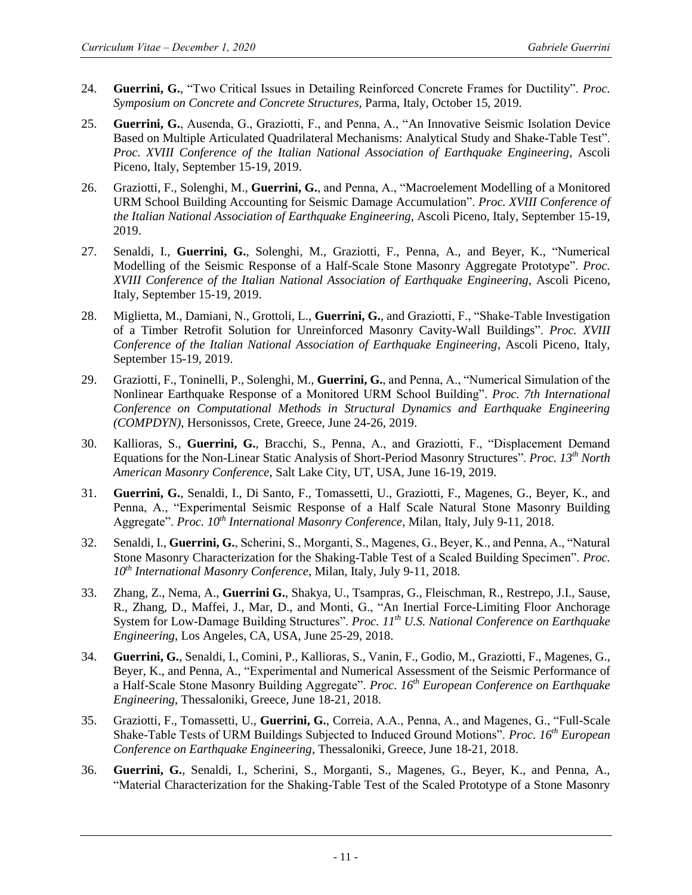24. **Guerrini, G.**, "Two Critical Issues in Detailing Reinforced Concrete Frames for Ductility". *Proc. Symposium on Concrete and Concrete Structures*, Parma, Italy, October 15, 2019.

25. **Guerrini, G.**, Ausenda, G., Graziotti, F., and Penna, A., "An Innovative Seismic Isolation Device Based on Multiple Articulated Quadrilateral Mechanisms: Analytical Study and Shake-Table Test". *Proc. XVIII Conference of the Italian National Association of Earthquake Engineering*, Ascoli Piceno, Italy, September 15-19, 2019.

26. Graziotti, F., Solenghi, M., **Guerrini, G.**, and Penna, A., "Macroelement Modelling of a Monitored URM School Building Accounting for Seismic Damage Accumulation". *Proc. XVIII Conference of the Italian National Association of Earthquake Engineering*, Ascoli Piceno, Italy, September 15-19, 2019.

27. Senaldi, I., **Guerrini, G.**, Solenghi, M., Graziotti, F., Penna, A., and Beyer, K., "Numerical Modelling of the Seismic Response of a Half-Scale Stone Masonry Aggregate Prototype". *Proc. XVIII Conference of the Italian National Association of Earthquake Engineering*, Ascoli Piceno, Italy, September 15-19, 2019.

28. Miglietta, M., Damiani, N., Grottoli, L., **Guerrini, G.**, and Graziotti, F., "Shake-Table Investigation of a Timber Retrofit Solution for Unreinforced Masonry Cavity-Wall Buildings". *Proc. XVIII Conference of the Italian National Association of Earthquake Engineering*, Ascoli Piceno, Italy, September 15-19, 2019.

29. Graziotti, F., Toninelli, P., Solenghi, M., **Guerrini, G.**, and Penna, A., "Numerical Simulation of the Nonlinear Earthquake Response of a Monitored URM School Building". *Proc. 7th International Conference on Computational Methods in Structural Dynamics and Earthquake Engineering (COMPDYN)*, Hersonissos, Crete, Greece, June 24-26, 2019.

30. Kallioras, S., **Guerrini, G.**, Bracchi, S., Penna, A., and Graziotti, F., "Displacement Demand Equations for the Non-Linear Static Analysis of Short-Period Masonry Structures". *Proc. 13th North American Masonry Conference*, Salt Lake City, UT, USA, June 16-19, 2019.

31. **Guerrini, G.**, Senaldi, I., Di Santo, F., Tomassetti, U., Graziotti, F., Magenes, G., Beyer, K., and Penna, A., "Experimental Seismic Response of a Half Scale Natural Stone Masonry Building Aggregate". *Proc. 10th International Masonry Conference*, Milan, Italy, July 9-11, 2018.

32. Senaldi, I., **Guerrini, G.**, Scherini, S., Morganti, S., Magenes, G., Beyer, K., and Penna, A., "Natural Stone Masonry Characterization for the Shaking-Table Test of a Scaled Building Specimen". *Proc. 10th International Masonry Conference*, Milan, Italy, July 9-11, 2018.

33. Zhang, Z., Nema, A., **Guerrini G.**, Shakya, U., Tsampras, G., Fleischman, R., Restrepo, J.I., Sause, R., Zhang, D., Maffei, J., Mar, D., and Monti, G., "An Inertial Force-Limiting Floor Anchorage System for Low-Damage Building Structures". *Proc. 11th U.S. National Conference on Earthquake Engineering*, Los Angeles, CA, USA, June 25-29, 2018.

34. **Guerrini, G.**, Senaldi, I., Comini, P., Kallioras, S., Vanin, F., Godio, M., Graziotti, F., Magenes, G., Beyer, K., and Penna, A., "Experimental and Numerical Assessment of the Seismic Performance of a Half-Scale Stone Masonry Building Aggregate". *Proc. 16th European Conference on Earthquake Engineering*, Thessaloniki, Greece, June 18-21, 2018.

35. Graziotti, F., Tomassetti, U., **Guerrini, G.**, Correia, A.A., Penna, A., and Magenes, G., "Full-Scale Shake-Table Tests of URM Buildings Subjected to Induced Ground Motions". *Proc. 16th European Conference on Earthquake Engineering*, Thessaloniki, Greece, June 18-21, 2018.

36. **Guerrini, G.**, Senaldi, I., Scherini, S., Morganti, S., Magenes, G., Beyer, K., and Penna, A., "Material Characterization for the Shaking-Table Test of the Scaled Prototype of a Stone Masonry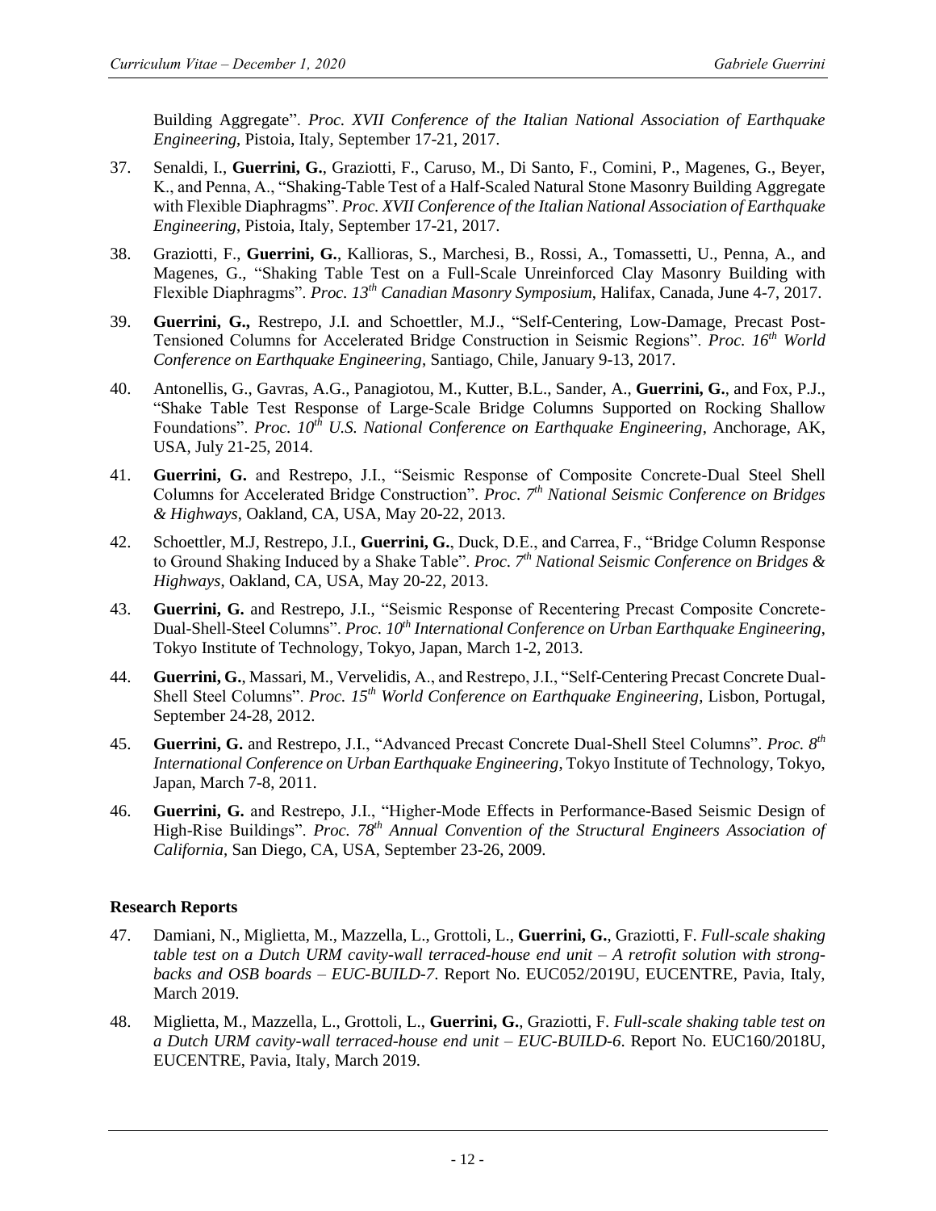Building Aggregate". *Proc. XVII Conference of the Italian National Association of Earthquake Engineering*, Pistoia, Italy, September 17-21, 2017.

37. Senaldi, I., **Guerrini, G.**, Graziotti, F., Caruso, M., Di Santo, F., Comini, P., Magenes, G., Beyer, K., and Penna, A., "Shaking-Table Test of a Half-Scaled Natural Stone Masonry Building Aggregate with Flexible Diaphragms". *Proc. XVII Conference of the Italian National Association of Earthquake Engineering*, Pistoia, Italy, September 17-21, 2017.

38. Graziotti, F., **Guerrini, G.**, Kallioras, S., Marchesi, B., Rossi, A., Tomassetti, U., Penna, A., and Magenes, G., "Shaking Table Test on a Full-Scale Unreinforced Clay Masonry Building with Flexible Diaphragms". *Proc. 13th Canadian Masonry Symposium*, Halifax, Canada, June 4-7, 2017.

39. **Guerrini, G.,** Restrepo, J.I. and Schoettler, M.J., "Self-Centering, Low-Damage, Precast Post-Tensioned Columns for Accelerated Bridge Construction in Seismic Regions". *Proc. 16th World Conference on Earthquake Engineering*, Santiago, Chile, January 9-13, 2017.

40. Antonellis, G., Gavras, A.G., Panagiotou, M., Kutter, B.L., Sander, A., **Guerrini, G.**, and Fox, P.J., "Shake Table Test Response of Large-Scale Bridge Columns Supported on Rocking Shallow Foundations". *Proc. 10th U.S. National Conference on Earthquake Engineering*, Anchorage, AK, USA, July 21-25, 2014.

41. **Guerrini, G.** and Restrepo, J.I., "Seismic Response of Composite Concrete-Dual Steel Shell Columns for Accelerated Bridge Construction". *Proc. 7th National Seismic Conference on Bridges & Highways*, Oakland, CA, USA, May 20-22, 2013.

42. Schoettler, M.J, Restrepo, J.I., **Guerrini, G.**, Duck, D.E., and Carrea, F., "Bridge Column Response to Ground Shaking Induced by a Shake Table". *Proc. 7th National Seismic Conference on Bridges & Highways*, Oakland, CA, USA, May 20-22, 2013.

43. **Guerrini, G.** and Restrepo, J.I., "Seismic Response of Recentering Precast Composite Concrete-Dual-Shell-Steel Columns". *Proc. 10th International Conference on Urban Earthquake Engineering*, Tokyo Institute of Technology, Tokyo, Japan, March 1-2, 2013.

44. **Guerrini, G.**, Massari, M., Vervelidis, A., and Restrepo, J.I., "Self-Centering Precast Concrete Dual-Shell Steel Columns". *Proc. 15th World Conference on Earthquake Engineering*, Lisbon, Portugal, September 24-28, 2012.

45. **Guerrini, G.** and Restrepo, J.I., "Advanced Precast Concrete Dual-Shell Steel Columns". *Proc. 8th International Conference on Urban Earthquake Engineering*, Tokyo Institute of Technology, Tokyo, Japan, March 7-8, 2011.

46. **Guerrini, G.** and Restrepo, J.I., "Higher-Mode Effects in Performance-Based Seismic Design of High-Rise Buildings". *Proc. 78th Annual Convention of the Structural Engineers Association of California*, San Diego, CA, USA, September 23-26, 2009.

**Research Reports**

47. Damiani, N., Miglietta, M., Mazzella, L., Grottoli, L., **Guerrini, G.**, Graziotti, F. *Full-scale shaking table test on a Dutch URM cavity-wall terraced-house end unit – A retrofit solution with strong-backs and OSB boards – EUC-BUILD-7*. Report No. EUC052/2019U, EUCENTRE, Pavia, Italy, March 2019.

48. Miglietta, M., Mazzella, L., Grottoli, L., **Guerrini, G.**, Graziotti, F. *Full-scale shaking table test on a Dutch URM cavity-wall terraced-house end unit – EUC-BUILD-6*. Report No. EUC160/2018U, EUCENTRE, Pavia, Italy, March 2019.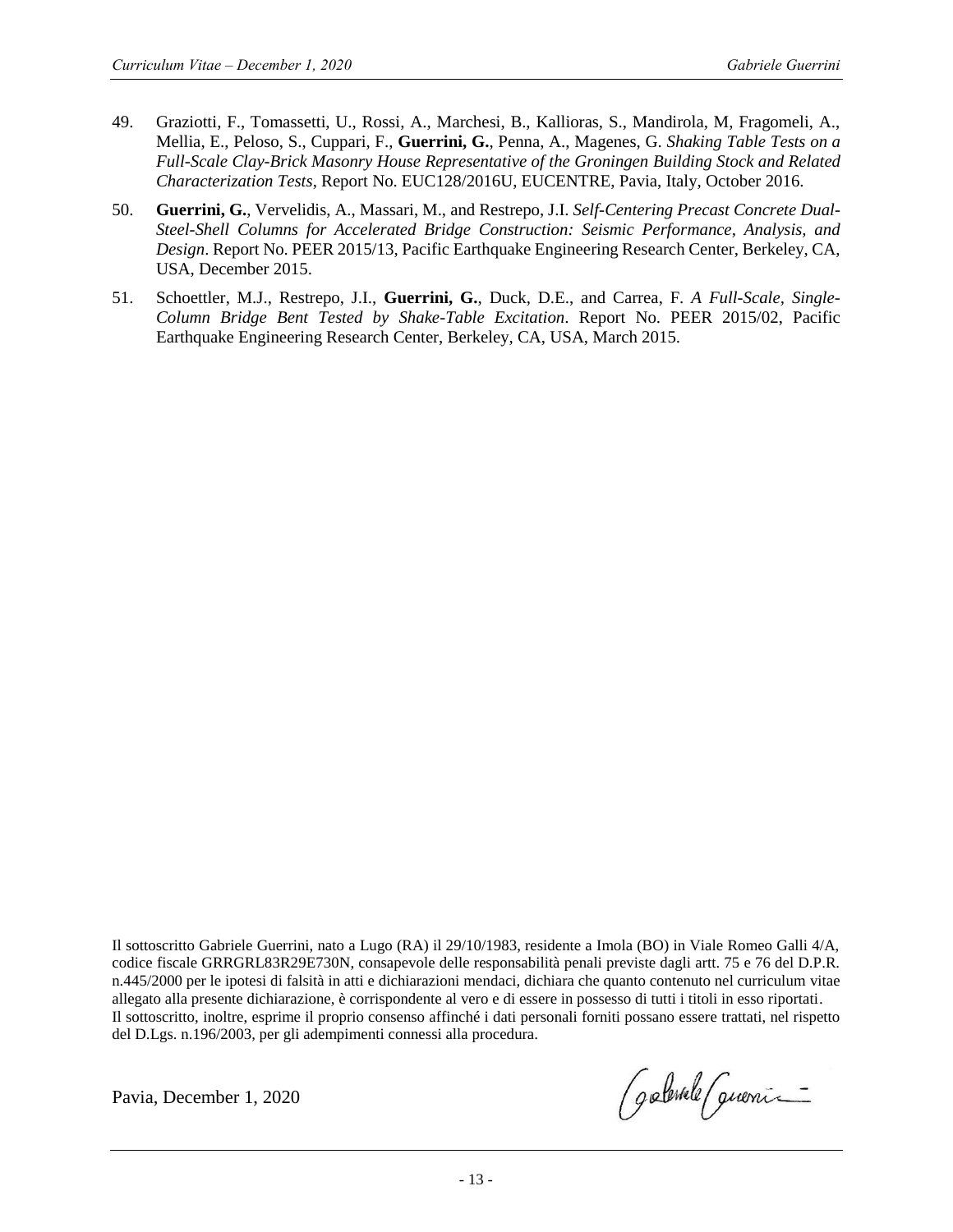49. Graziotti, F., Tomassetti, U., Rossi, A., Marchesi, B., Kallioras, S., Mandirola, M, Fragomeli, A., Mellia, E., Peloso, S., Cuppari, F., **Guerrini, G.**, Penna, A., Magenes, G. *Shaking Table Tests on a Full-Scale Clay-Brick Masonry House Representative of the Groningen Building Stock and Related Characterization Tests*, Report No. EUC128/2016U, EUCENTRE, Pavia, Italy, October 2016.

50. **Guerrini, G.**, Vervelidis, A., Massari, M., and Restrepo, J.I. *Self-Centering Precast Concrete Dual-Steel-Shell Columns for Accelerated Bridge Construction: Seismic Performance, Analysis, and Design*. Report No. PEER 2015/13, Pacific Earthquake Engineering Research Center, Berkeley, CA, USA, December 2015.

51. Schoettler, M.J., Restrepo, J.I., **Guerrini, G.**, Duck, D.E., and Carrea, F. *A Full-Scale, Single-Column Bridge Bent Tested by Shake-Table Excitation*. Report No. PEER 2015/02, Pacific Earthquake Engineering Research Center, Berkeley, CA, USA, March 2015.

Il sottoscritto Gabriele Guerrini, nato a Lugo (RA) il 29/10/1983, residente a Imola (BO) in Viale Romeo Galli 4/A, codice fiscale GRRGRL83R29E730N, consapevole delle responsabilità penali previste dagli artt. 75 e 76 del D.P.R. n.445/2000 per le ipotesi di falsità in atti e dichiarazioni mendaci, dichiara che quanto contenuto nel curriculum vitae allegato alla presente dichiarazione, è corrispondente al vero e di essere in possesso di tutti i titoli in esso riportati.
Il sottoscritto, inoltre, esprime il proprio consenso affinché i dati personali forniti possano essere trattati, nel rispetto del D.Lgs. n.196/2003, per gli adempimenti connessi alla procedura.

Pavia, December 1, 2020

Gabriele Guerrini